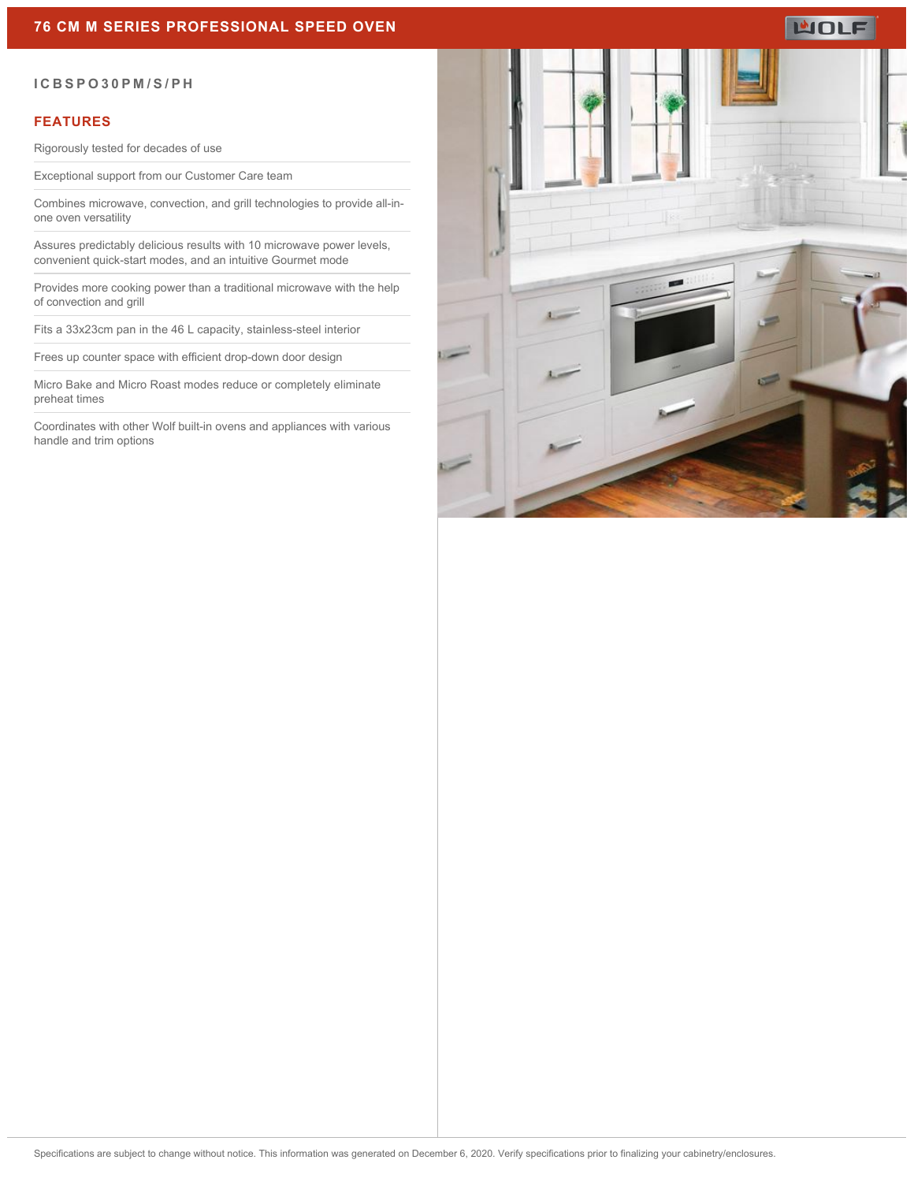# 76 CM M SERIES PROFESSIONAL SPEED OVEN

WOLF

ICBSPO30PM/S/PH

## FEATURES

Rigorously tested for decades of use

Exceptional support from our Customer Care team

Combines microwave, convection, and grill technologies to provide all-in-one oven versatility

Assures predictably delicious results with 10 microwave power levels, convenient quick-start modes, and an intuitive Gourmet mode

Provides more cooking power than a traditional microwave with the help of convection and grill

Fits a 33x23cm pan in the 46 L capacity, stainless-steel interior

Frees up counter space with efficient drop-down door design

Micro Bake and Micro Roast modes reduce or completely eliminate preheat times

Coordinates with other Wolf built-in ovens and appliances with various handle and trim options

Specifications are subject to change without notice. This information was generated on December 6, 2020. Verify specifications prior to finalizing your cabinetry/enclosures.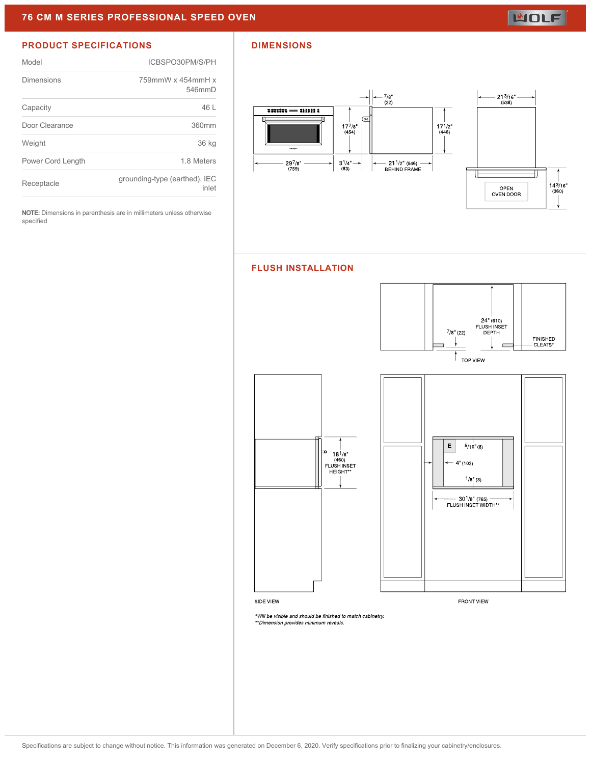# 76 CM M SERIES PROFESSIONAL SPEED OVEN

## PRODUCT SPECIFICATIONS

| | |
|---|---|
| Model | ICBSPO30PM/S/PH |
| Dimensions | 759mmW x 454mmH x 546mmD |
| Capacity | 46 L |
| Door Clearance | 360mm |
| Weight | 36 kg |
| Power Cord Length | 1.8 Meters |
| Receptacle | grounding-type (earthed), IEC inlet |

**NOTE:** Dimensions in parenthesis are in millimeters unless otherwise specified

## DIMENSIONS

7/8" (22)

17 7/8" (454)

17 1/2" (446)

21 3/16" (538)

29 7/8" (759)

3 1/4" (83)

21 1/2" (546) BEHIND FRAME

OPEN OVEN DOOR

14 3/16" (360)

## FLUSH INSTALLATION

24" (610) FLUSH INSET DEPTH

7/8" (22)

FINISHED CLEATS*

TOP VIEW

18 1/8" (460) FLUSH INSET HEIGHT**

E

5/16" (8)

4" (102)

1/8" (3)

30 1/8" (765) FLUSH INSET WIDTH**

SIDE VIEW

FRONT VIEW

*\*Will be visible and should be finished to match cabinetry.*
*\*\*Dimension provides minimum reveals.*

Specifications are subject to change without notice. This information was generated on December 6, 2020. Verify specifications prior to finalizing your cabinetry/enclosures.